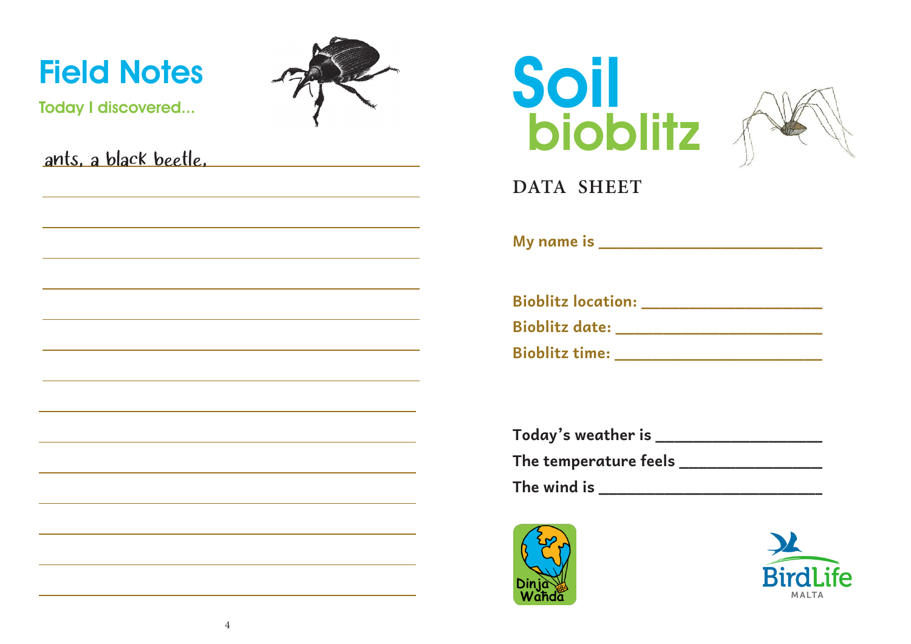# Field Notes

Today I discovered...

ants, a black beetle,

___

___

___

___

___

___

___

___

___

___

___

___

___

___

# Soil bioblitz

## DATA SHEET

**My name is** ___

**Bioblitz location:** ___

**Bioblitz date:** ___

**Bioblitz time:** ___

**Today's weather is** ___

**The temperature feels** ___

**The wind is** ___

Dinja Waħda

BirdLife MALTA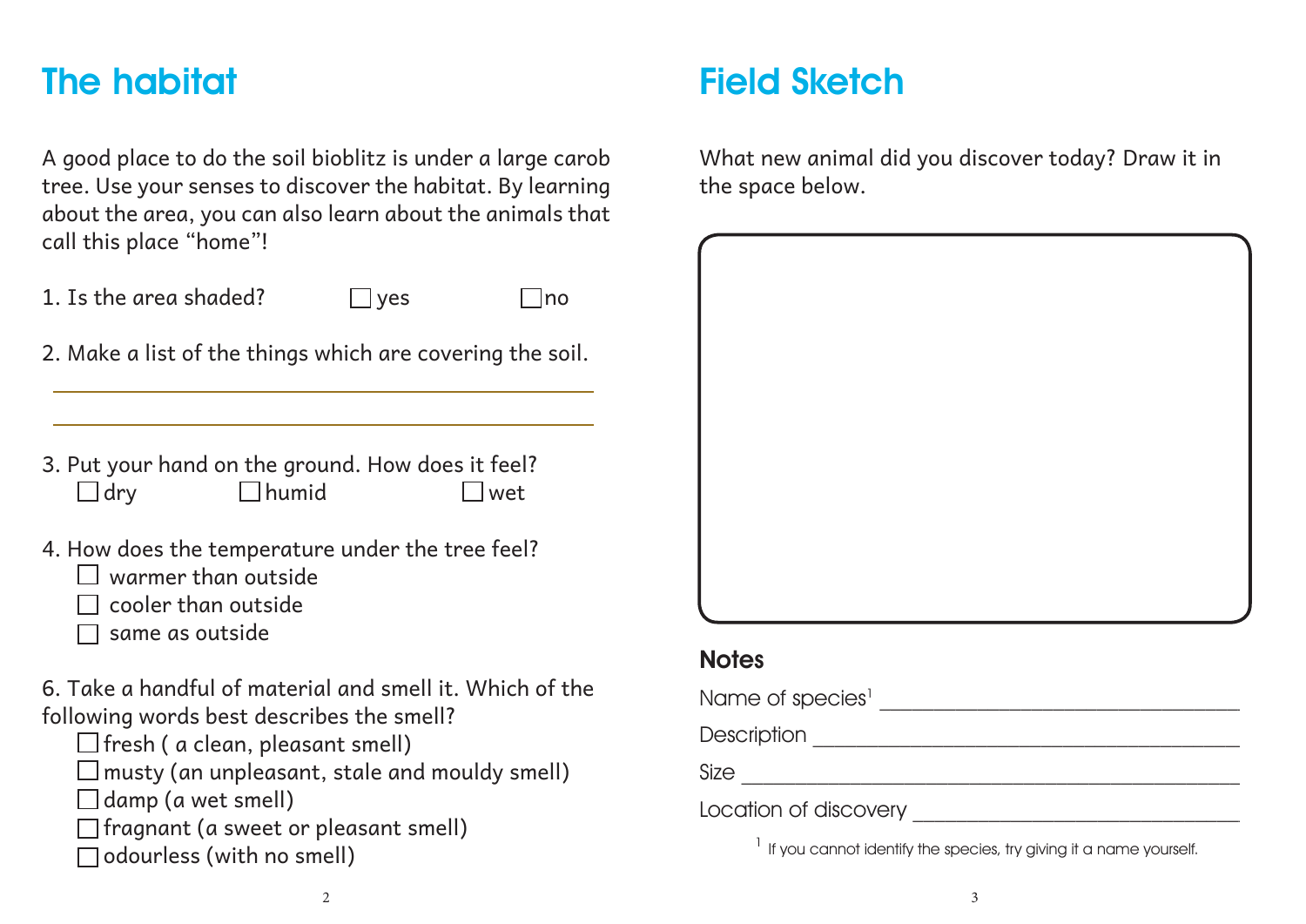# The habitat

A good place to do the soil bioblitz is under a large carob tree. Use your senses to discover the habitat. By learning about the area, you can also learn about the animals that call this place "home"!

1. Is the area shaded? ☐ yes ☐ no

2. Make a list of the things which are covering the soil.

______________________________________________

______________________________________________

3. Put your hand on the ground. How does it feel?
   - ☐ dry
   - ☐ humid
   - ☐ wet

4. How does the temperature under the tree feel?
   - ☐ warmer than outside
   - ☐ cooler than outside
   - ☐ same as outside

6. Take a handful of material and smell it. Which of the following words best describes the smell?
   - ☐ fresh ( a clean, pleasant smell)
   - ☐ musty (an unpleasant, stale and mouldy smell)
   - ☐ damp (a wet smell)
   - ☐ fragnant (a sweet or pleasant smell)
   - ☐ odourless (with no smell)

# Field Sketch

What new animal did you discover today? Draw it in the space below.

### Notes

Name of species[1] ______________________________

Description ______________________________

Size ______________________________

Location of discovery ______________________________

[1] If you cannot identify the species, try giving it a name yourself.